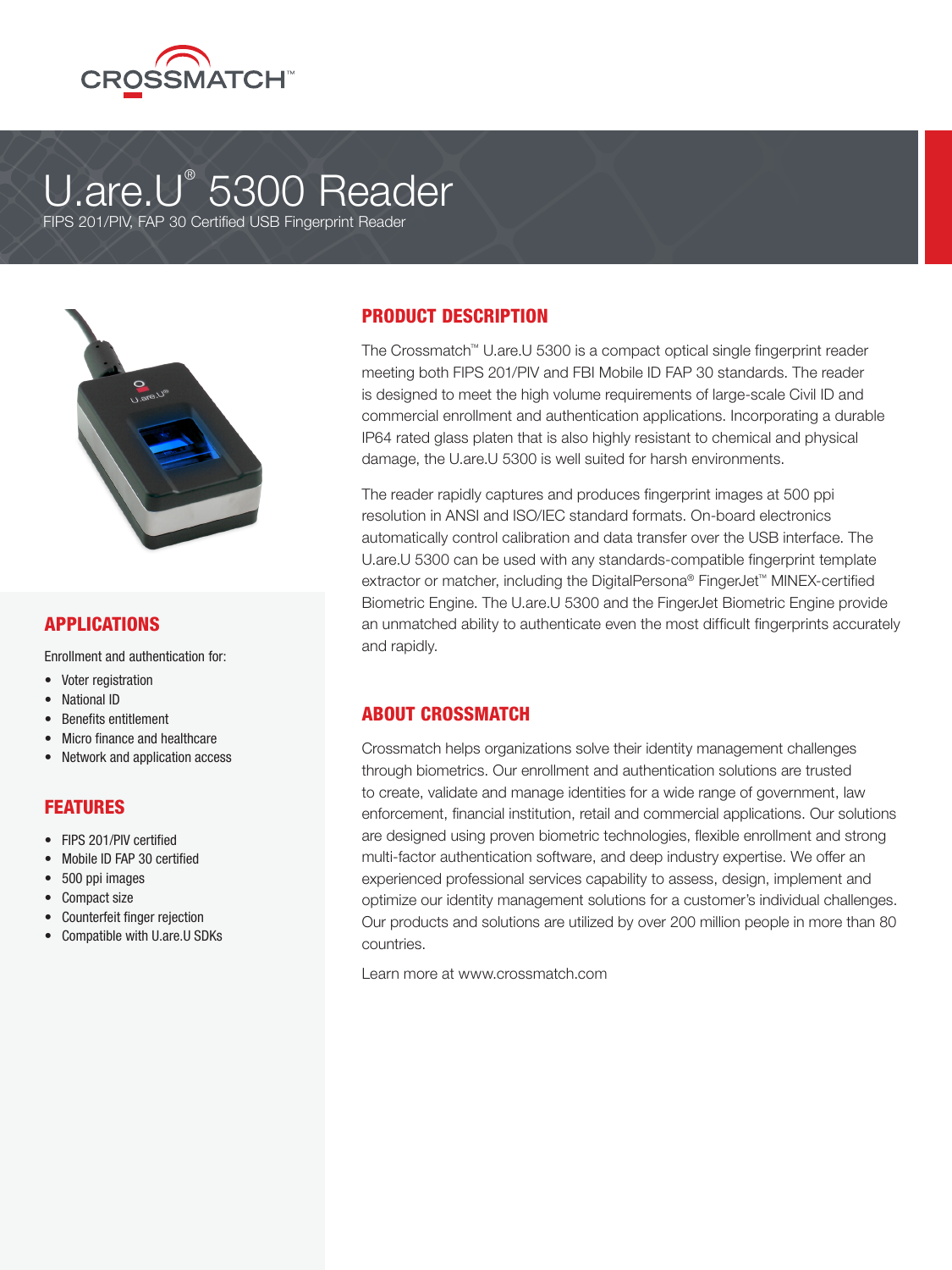CROSSMATCH™

# U.are.U® 5300 Reader

FIPS 201/PIV, FAP 30 Certified USB Fingerprint Reader

## PRODUCT DESCRIPTION

The Crossmatch™ U.are.U 5300 is a compact optical single fingerprint reader meeting both FIPS 201/PIV and FBI Mobile ID FAP 30 standards. The reader is designed to meet the high volume requirements of large-scale Civil ID and commercial enrollment and authentication applications. Incorporating a durable IP64 rated glass platen that is also highly resistant to chemical and physical damage, the U.are.U 5300 is well suited for harsh environments.

The reader rapidly captures and produces fingerprint images at 500 ppi resolution in ANSI and ISO/IEC standard formats. On-board electronics automatically control calibration and data transfer over the USB interface. The U.are.U 5300 can be used with any standards-compatible fingerprint template extractor or matcher, including the DigitalPersona® FingerJet™ MINEX-certified Biometric Engine. The U.are.U 5300 and the FingerJet Biometric Engine provide an unmatched ability to authenticate even the most difficult fingerprints accurately and rapidly.

## APPLICATIONS

Enrollment and authentication for:

- Voter registration
- National ID
- Benefits entitlement
- Micro finance and healthcare
- Network and application access

## FEATURES

- FIPS 201/PIV certified
- Mobile ID FAP 30 certified
- 500 ppi images
- Compact size
- Counterfeit finger rejection
- Compatible with U.are.U SDKs

## ABOUT CROSSMATCH

Crossmatch helps organizations solve their identity management challenges through biometrics. Our enrollment and authentication solutions are trusted to create, validate and manage identities for a wide range of government, law enforcement, financial institution, retail and commercial applications. Our solutions are designed using proven biometric technologies, flexible enrollment and strong multi-factor authentication software, and deep industry expertise. We offer an experienced professional services capability to assess, design, implement and optimize our identity management solutions for a customer's individual challenges. Our products and solutions are utilized by over 200 million people in more than 80 countries.

Learn more at www.crossmatch.com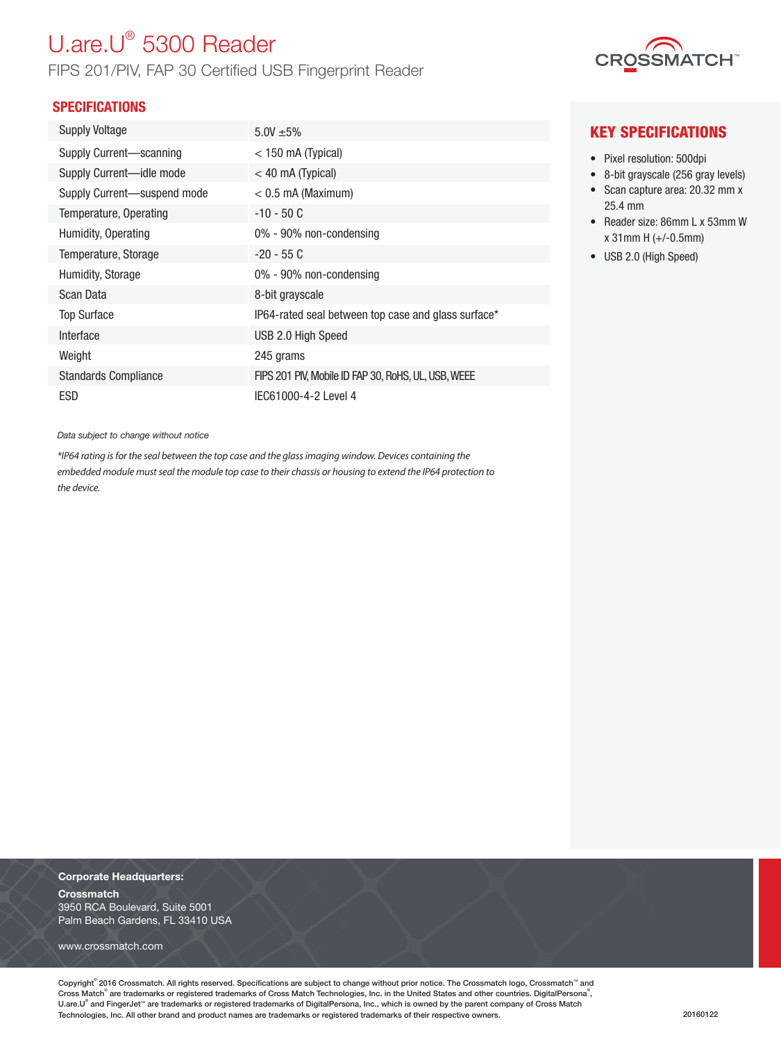# U.are.U® 5300 Reader

FIPS 201/PIV, FAP 30 Certified USB Fingerprint Reader

CROSSMATCH™

## SPECIFICATIONS

| | |
|---|---|
| Supply Voltage | 5.0V ±5% |
| Supply Current—scanning | < 150 mA (Typical) |
| Supply Current—idle mode | < 40 mA (Typical) |
| Supply Current—suspend mode | < 0.5 mA (Maximum) |
| Temperature, Operating | -10 - 50 C |
| Humidity, Operating | 0% - 90% non-condensing |
| Temperature, Storage | -20 - 55 C |
| Humidity, Storage | 0% - 90% non-condensing |
| Scan Data | 8-bit grayscale |
| Top Surface | IP64-rated seal between top case and glass surface* |
| Interface | USB 2.0 High Speed |
| Weight | 245 grams |
| Standards Compliance | FIPS 201 PIV, Mobile ID FAP 30, RoHS, UL, USB, WEEE |
| ESD | IEC61000-4-2 Level 4 |

*Data subject to change without notice*

*\*IP64 rating is for the seal between the top case and the glass imaging window. Devices containing the embedded module must seal the module top case to their chassis or housing to extend the IP64 protection to the device.*

## KEY SPECIFICATIONS

- Pixel resolution: 500dpi
- 8-bit grayscale (256 gray levels)
- Scan capture area: 20.32 mm x 25.4 mm
- Reader size: 86mm L x 53mm W x 31mm H (+/-0.5mm)
- USB 2.0 (High Speed)

**Corporate Headquarters:**

**Crossmatch**
3950 RCA Boulevard, Suite 5001
Palm Beach Gardens, FL 33410 USA

www.crossmatch.com

Copyright® 2016 Crossmatch. All rights reserved. Specifications are subject to change without prior notice. The Crossmatch logo, Crossmatch™ and Cross Match® are trademarks or registered trademarks of Cross Match Technologies, Inc. in the United States and other countries. DigitalPersona®, U.are.U® and FingerJet™ are trademarks or registered trademarks of DigitalPersona, Inc., which is owned by the parent company of Cross Match Technologies, Inc. All other brand and product names are trademarks or registered trademarks of their respective owners.

20160122